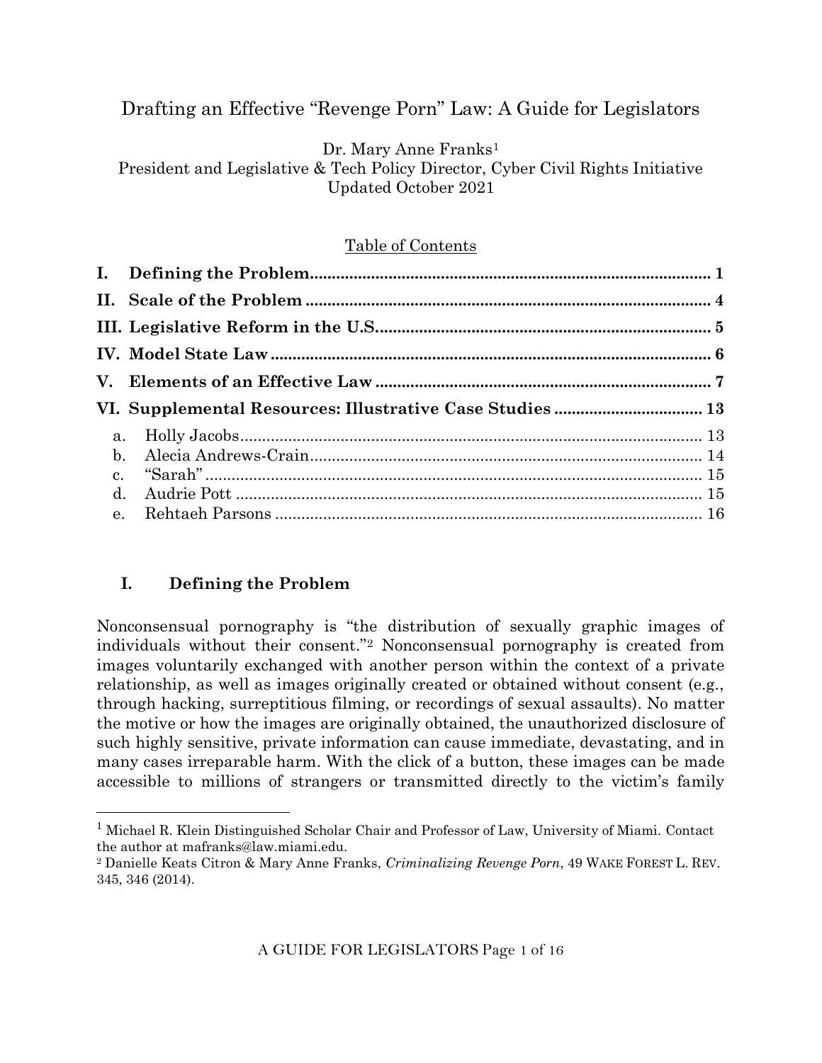# Drafting an Effective "Revenge Porn" Law: A Guide for Legislators

Dr. Mary Anne Franks[1]
President and Legislative & Tech Policy Director, Cyber Civil Rights Initiative
Updated October 2021

Table of Contents

| | | |
|---|---|---|
| **I.** | **Defining the Problem** | **1** |
| **II.** | **Scale of the Problem** | **4** |
| **III.** | **Legislative Reform in the U.S.** | **5** |
| **IV.** | **Model State Law** | **6** |
| **V.** | **Elements of an Effective Law** | **7** |
| **VI.** | **Supplemental Resources: Illustrative Case Studies** | **13** |
| a. | Holly Jacobs | 13 |
| b. | Alecia Andrews-Crain | 14 |
| c. | "Sarah" | 15 |
| d. | Audrie Pott | 15 |
| e. | Rehtaeh Parsons | 16 |

## I. Defining the Problem

Nonconsensual pornography is "the distribution of sexually graphic images of individuals without their consent."[2] Nonconsensual pornography is created from images voluntarily exchanged with another person within the context of a private relationship, as well as images originally created or obtained without consent (e.g., through hacking, surreptitious filming, or recordings of sexual assaults). No matter the motive or how the images are originally obtained, the unauthorized disclosure of such highly sensitive, private information can cause immediate, devastating, and in many cases irreparable harm. With the click of a button, these images can be made accessible to millions of strangers or transmitted directly to the victim's family

---

[1] Michael R. Klein Distinguished Scholar Chair and Professor of Law, University of Miami. Contact the author at mafranks@law.miami.edu.

[2] Danielle Keats Citron & Mary Anne Franks, *Criminalizing Revenge Porn*, 49 WAKE FOREST L. REV. 345, 346 (2014).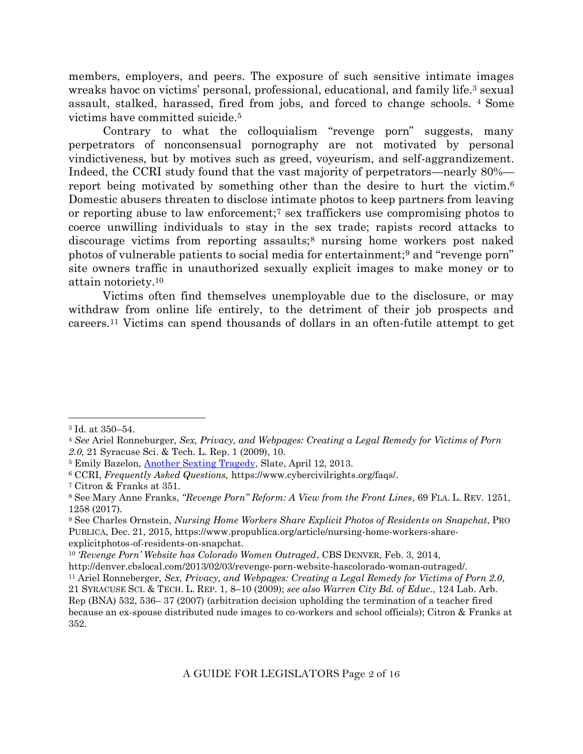members, employers, and peers. The exposure of such sensitive intimate images wreaks havoc on victims' personal, professional, educational, and family life.[3] sexual assault, stalked, harassed, fired from jobs, and forced to change schools. [4] Some victims have committed suicide.[5]

Contrary to what the colloquialism "revenge porn" suggests, many perpetrators of nonconsensual pornography are not motivated by personal vindictiveness, but by motives such as greed, voyeurism, and self-aggrandizement. Indeed, the CCRI study found that the vast majority of perpetrators—nearly 80%—report being motivated by something other than the desire to hurt the victim.[6] Domestic abusers threaten to disclose intimate photos to keep partners from leaving or reporting abuse to law enforcement;[7] sex traffickers use compromising photos to coerce unwilling individuals to stay in the sex trade; rapists record attacks to discourage victims from reporting assaults;[8] nursing home workers post naked photos of vulnerable patients to social media for entertainment;[9] and "revenge porn" site owners traffic in unauthorized sexually explicit images to make money or to attain notoriety.[10]

Victims often find themselves unemployable due to the disclosure, or may withdraw from online life entirely, to the detriment of their job prospects and careers.[11] Victims can spend thousands of dollars in an often-futile attempt to get

---

[3] Id. at 350–54.

[4] *See* Ariel Ronneburger, *Sex, Privacy, and Webpages: Creating a Legal Remedy for Victims of Porn 2.0,* 21 Syracuse Sci. & Tech. L. Rep. 1 (2009), 10.

[5] Emily Bazelon, [Another Sexting Tragedy](), Slate, April 12, 2013.

[6] CCRI, *Frequently Asked Questions,* https://www.cybercivilrights.org/faqs/.

[7] Citron & Franks at 351.

[8] See Mary Anne Franks, *"Revenge Porn" Reform: A View from the Front Lines*, 69 FLA. L. REV. 1251, 1258 (2017).

[9] See Charles Ornstein, *Nursing Home Workers Share Explicit Photos of Residents on Snapchat*, PRO PUBLICA, Dec. 21, 2015, https://www.propublica.org/article/nursing-home-workers-share-explicitphotos-of-residents-on-snapchat.

[10] *'Revenge Porn' Website has Colorado Women Outraged*, CBS DENVER, Feb. 3, 2014, http://denver.cbslocal.com/2013/02/03/revenge-porn-website-hascolorado-woman-outraged/.

[11] Ariel Ronneberger, *Sex, Privacy, and Webpages: Creating a Legal Remedy for Victims of Porn 2.0*, 21 SYRACUSE SCI. & TECH. L. REP. 1, 8–10 (2009); *see also Warren City Bd. of Educ*., 124 Lab. Arb. Rep (BNA) 532, 536– 37 (2007) (arbitration decision upholding the termination of a teacher fired because an ex-spouse distributed nude images to co-workers and school officials); Citron & Franks at 352.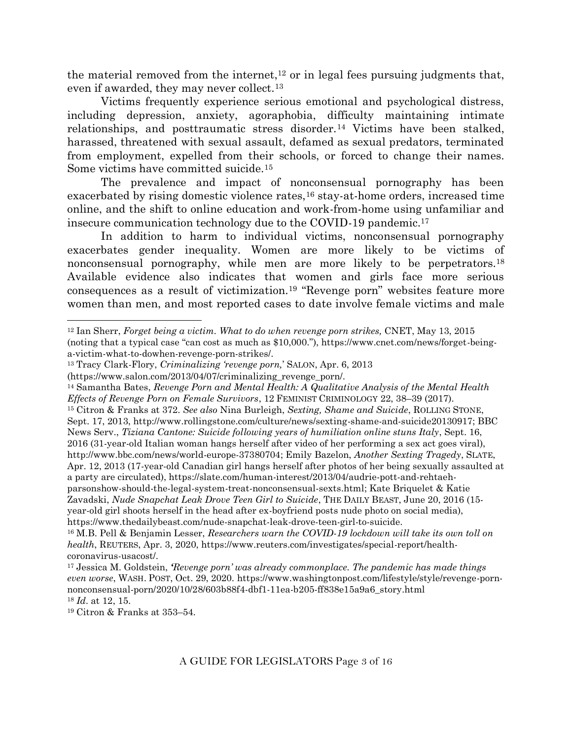the material removed from the internet,[12] or in legal fees pursuing judgments that, even if awarded, they may never collect.[13]

Victims frequently experience serious emotional and psychological distress, including depression, anxiety, agoraphobia, difficulty maintaining intimate relationships, and posttraumatic stress disorder.[14] Victims have been stalked, harassed, threatened with sexual assault, defamed as sexual predators, terminated from employment, expelled from their schools, or forced to change their names. Some victims have committed suicide.[15]

The prevalence and impact of nonconsensual pornography has been exacerbated by rising domestic violence rates,[16] stay-at-home orders, increased time online, and the shift to online education and work-from-home using unfamiliar and insecure communication technology due to the COVID-19 pandemic.[17]

In addition to harm to individual victims, nonconsensual pornography exacerbates gender inequality. Women are more likely to be victims of nonconsensual pornography, while men are more likely to be perpetrators.[18] Available evidence also indicates that women and girls face more serious consequences as a result of victimization.[19] "Revenge porn" websites feature more women than men, and most reported cases to date involve female victims and male

---

[12] Ian Sherr, *Forget being a victim. What to do when revenge porn strikes,* CNET, May 13, 2015 (noting that a typical case "can cost as much as $10,000."), https://www.cnet.com/news/forget-being-a-victim-what-to-dowhen-revenge-porn-strikes/.

[13] Tracy Clark-Flory, *Criminalizing 'revenge porn,'* SALON, Apr. 6, 2013 (https://www.salon.com/2013/04/07/criminalizing_revenge_porn/.

[14] Samantha Bates, *Revenge Porn and Mental Health: A Qualitative Analysis of the Mental Health Effects of Revenge Porn on Female Survivors*, 12 FEMINIST CRIMINOLOGY 22, 38–39 (2017).

[15] Citron & Franks at 372. *See also* Nina Burleigh, *Sexting, Shame and Suicide*, ROLLING STONE, Sept. 17, 2013, http://www.rollingstone.com/culture/news/sexting-shame-and-suicide20130917; BBC News Serv., *Tiziana Cantone: Suicide following years of humiliation online stuns Italy*, Sept. 16, 2016 (31-year-old Italian woman hangs herself after video of her performing a sex act goes viral), http://www.bbc.com/news/world-europe-37380704; Emily Bazelon, *Another Sexting Tragedy*, SLATE, Apr. 12, 2013 (17-year-old Canadian girl hangs herself after photos of her being sexually assaulted at a party are circulated), https://slate.com/human-interest/2013/04/audrie-pott-and-rehtaeh-parsonshow-should-the-legal-system-treat-nonconsensual-sexts.html; Kate Briquelet & Katie Zavadski, *Nude Snapchat Leak Drove Teen Girl to Suicide*, THE DAILY BEAST, June 20, 2016 (15-year-old girl shoots herself in the head after ex-boyfriend posts nude photo on social media), https://www.thedailybeast.com/nude-snapchat-leak-drove-teen-girl-to-suicide.

[16] M.B. Pell & Benjamin Lesser, *Researchers warn the COVID-19 lockdown will take its own toll on health*, REUTERS, Apr. 3, 2020, https://www.reuters.com/investigates/special-report/health-coronavirus-usacost/.

[17] Jessica M. Goldstein, *'Revenge porn' was already commonplace. The pandemic has made things even worse*, WASH. POST, Oct. 29, 2020. https://www.washingtonpost.com/lifestyle/style/revenge-porn-nonconsensual-porn/2020/10/28/603b88f4-dbf1-11ea-b205-ff838e15a9a6_story.html

[18] *Id*. at 12, 15.

[19] Citron & Franks at 353–54.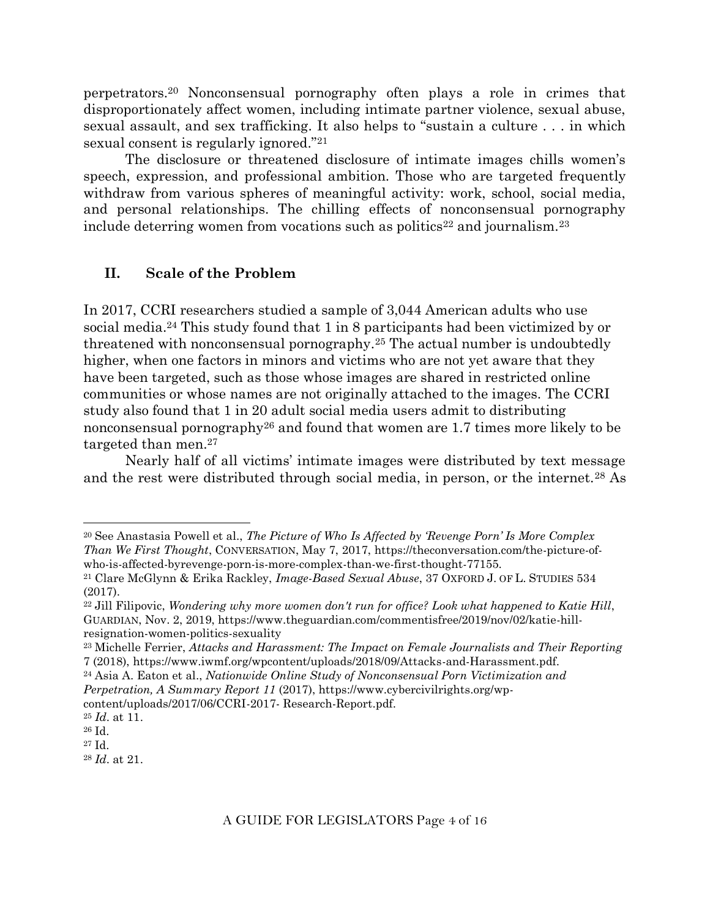perpetrators.[20] Nonconsensual pornography often plays a role in crimes that disproportionately affect women, including intimate partner violence, sexual abuse, sexual assault, and sex trafficking. It also helps to "sustain a culture . . . in which sexual consent is regularly ignored."[21]

The disclosure or threatened disclosure of intimate images chills women's speech, expression, and professional ambition. Those who are targeted frequently withdraw from various spheres of meaningful activity: work, school, social media, and personal relationships. The chilling effects of nonconsensual pornography include deterring women from vocations such as politics[22] and journalism.[23]

## II. Scale of the Problem

In 2017, CCRI researchers studied a sample of 3,044 American adults who use social media.[24] This study found that 1 in 8 participants had been victimized by or threatened with nonconsensual pornography.[25] The actual number is undoubtedly higher, when one factors in minors and victims who are not yet aware that they have been targeted, such as those whose images are shared in restricted online communities or whose names are not originally attached to the images. The CCRI study also found that 1 in 20 adult social media users admit to distributing nonconsensual pornography[26] and found that women are 1.7 times more likely to be targeted than men.[27]

Nearly half of all victims' intimate images were distributed by text message and the rest were distributed through social media, in person, or the internet.[28] As

---

[20] See Anastasia Powell et al., *The Picture of Who Is Affected by 'Revenge Porn' Is More Complex Than We First Thought*, CONVERSATION, May 7, 2017, https://theconversation.com/the-picture-of-who-is-affected-byrevenge-porn-is-more-complex-than-we-first-thought-77155.

[21] Clare McGlynn & Erika Rackley, *Image-Based Sexual Abuse*, 37 OXFORD J. OF L. STUDIES 534 (2017).

[22] Jill Filipovic, *Wondering why more women don't run for office? Look what happened to Katie Hill*, GUARDIAN, Nov. 2, 2019, https://www.theguardian.com/commentisfree/2019/nov/02/katie-hill-resignation-women-politics-sexuality

[23] Michelle Ferrier, *Attacks and Harassment: The Impact on Female Journalists and Their Reporting* 7 (2018), https://www.iwmf.org/wpcontent/uploads/2018/09/Attacks-and-Harassment.pdf.

[24] Asia A. Eaton et al., *Nationwide Online Study of Nonconsensual Porn Victimization and Perpetration, A Summary Report 11* (2017), https://www.cybercivilrights.org/wp-content/uploads/2017/06/CCRI-2017- Research-Report.pdf.

[25] *Id*. at 11.

[26] Id.

[27] Id.

[28] *Id*. at 21.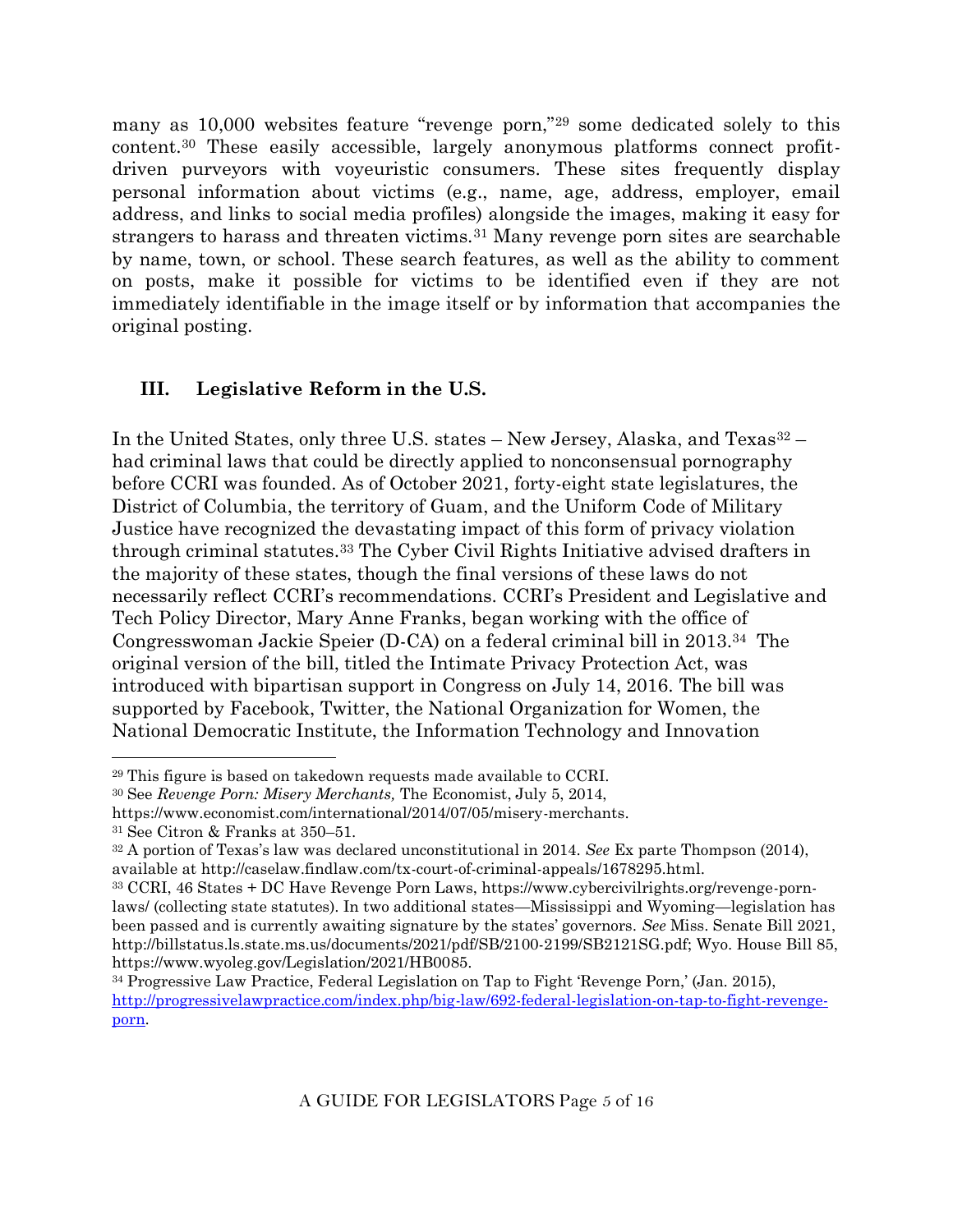many as 10,000 websites feature "revenge porn,"[29] some dedicated solely to this content.[30] These easily accessible, largely anonymous platforms connect profit-driven purveyors with voyeuristic consumers. These sites frequently display personal information about victims (e.g., name, age, address, employer, email address, and links to social media profiles) alongside the images, making it easy for strangers to harass and threaten victims.[31] Many revenge porn sites are searchable by name, town, or school. These search features, as well as the ability to comment on posts, make it possible for victims to be identified even if they are not immediately identifiable in the image itself or by information that accompanies the original posting.

## III. Legislative Reform in the U.S.

In the United States, only three U.S. states – New Jersey, Alaska, and Texas[32] – had criminal laws that could be directly applied to nonconsensual pornography before CCRI was founded. As of October 2021, forty-eight state legislatures, the District of Columbia, the territory of Guam, and the Uniform Code of Military Justice have recognized the devastating impact of this form of privacy violation through criminal statutes.[33] The Cyber Civil Rights Initiative advised drafters in the majority of these states, though the final versions of these laws do not necessarily reflect CCRI's recommendations. CCRI's President and Legislative and Tech Policy Director, Mary Anne Franks, began working with the office of Congresswoman Jackie Speier (D-CA) on a federal criminal bill in 2013.[34] The original version of the bill, titled the Intimate Privacy Protection Act, was introduced with bipartisan support in Congress on July 14, 2016. The bill was supported by Facebook, Twitter, the National Organization for Women, the National Democratic Institute, the Information Technology and Innovation

---

[29] This figure is based on takedown requests made available to CCRI.

[30] See *Revenge Porn: Misery Merchants,* The Economist, July 5, 2014, https://www.economist.com/international/2014/07/05/misery-merchants.

[31] See Citron & Franks at 350–51.

[32] A portion of Texas's law was declared unconstitutional in 2014. *See* Ex parte Thompson (2014), available at http://caselaw.findlaw.com/tx-court-of-criminal-appeals/1678295.html.

[33] CCRI, 46 States + DC Have Revenge Porn Laws, https://www.cybercivilrights.org/revenge-porn-laws/ (collecting state statutes). In two additional states—Mississippi and Wyoming—legislation has been passed and is currently awaiting signature by the states' governors. *See* Miss. Senate Bill 2021, http://billstatus.ls.state.ms.us/documents/2021/pdf/SB/2100-2199/SB2121SG.pdf; Wyo. House Bill 85, https://www.wyoleg.gov/Legislation/2021/HB0085.

[34] Progressive Law Practice, Federal Legislation on Tap to Fight 'Revenge Porn,' (Jan. 2015), http://progressivelawpractice.com/index.php/big-law/692-federal-legislation-on-tap-to-fight-revenge-porn.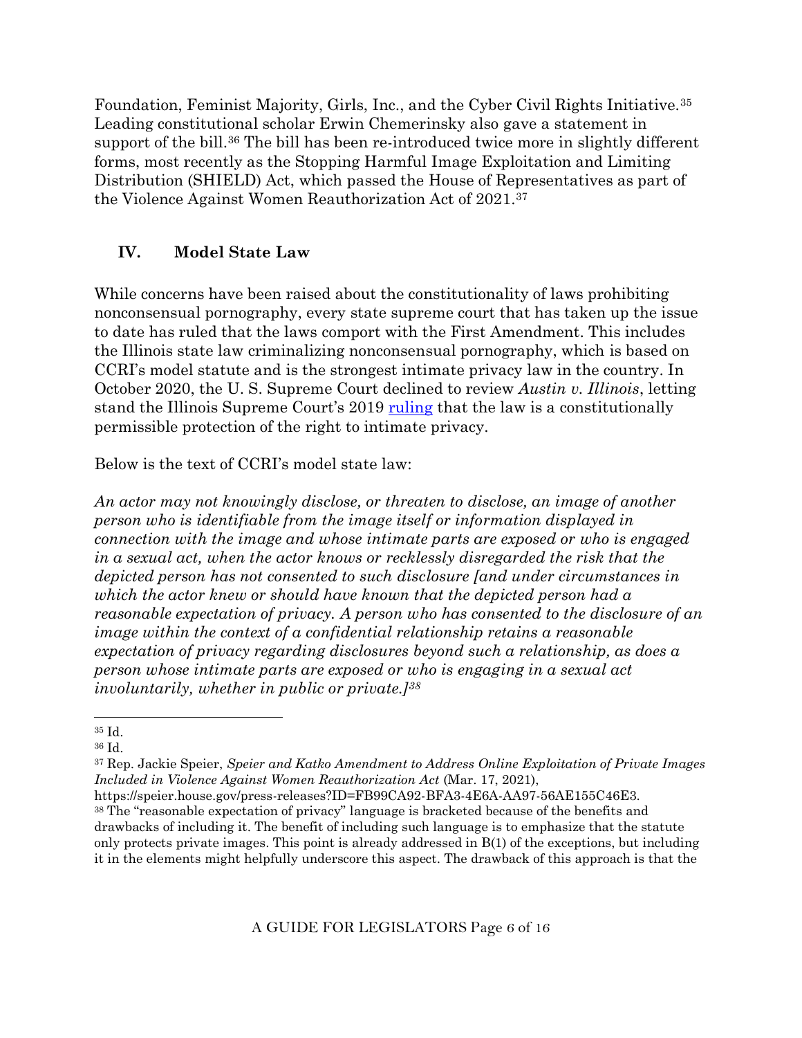Foundation, Feminist Majority, Girls, Inc., and the Cyber Civil Rights Initiative.[35] Leading constitutional scholar Erwin Chemerinsky also gave a statement in support of the bill.[36] The bill has been re-introduced twice more in slightly different forms, most recently as the Stopping Harmful Image Exploitation and Limiting Distribution (SHIELD) Act, which passed the House of Representatives as part of the Violence Against Women Reauthorization Act of 2021.[37]

## IV. Model State Law

While concerns have been raised about the constitutionality of laws prohibiting nonconsensual pornography, every state supreme court that has taken up the issue to date has ruled that the laws comport with the First Amendment. This includes the Illinois state law criminalizing nonconsensual pornography, which is based on CCRI's model statute and is the strongest intimate privacy law in the country. In October 2020, the U. S. Supreme Court declined to review *Austin v. Illinois*, letting stand the Illinois Supreme Court's 2019 ruling that the law is a constitutionally permissible protection of the right to intimate privacy.

Below is the text of CCRI's model state law:

*An actor may not knowingly disclose, or threaten to disclose, an image of another person who is identifiable from the image itself or information displayed in connection with the image and whose intimate parts are exposed or who is engaged in a sexual act, when the actor knows or recklessly disregarded the risk that the depicted person has not consented to such disclosure [and under circumstances in which the actor knew or should have known that the depicted person had a reasonable expectation of privacy. A person who has consented to the disclosure of an image within the context of a confidential relationship retains a reasonable expectation of privacy regarding disclosures beyond such a relationship, as does a person whose intimate parts are exposed or who is engaging in a sexual act involuntarily, whether in public or private.]*[38]

---

[35] Id.

[36] Id.

[37] Rep. Jackie Speier, *Speier and Katko Amendment to Address Online Exploitation of Private Images Included in Violence Against Women Reauthorization Act* (Mar. 17, 2021), https://speier.house.gov/press-releases?ID=FB99CA92-BFA3-4E6A-AA97-56AE155C46E3.

[38] The "reasonable expectation of privacy" language is bracketed because of the benefits and drawbacks of including it. The benefit of including such language is to emphasize that the statute only protects private images. This point is already addressed in B(1) of the exceptions, but including it in the elements might helpfully underscore this aspect. The drawback of this approach is that the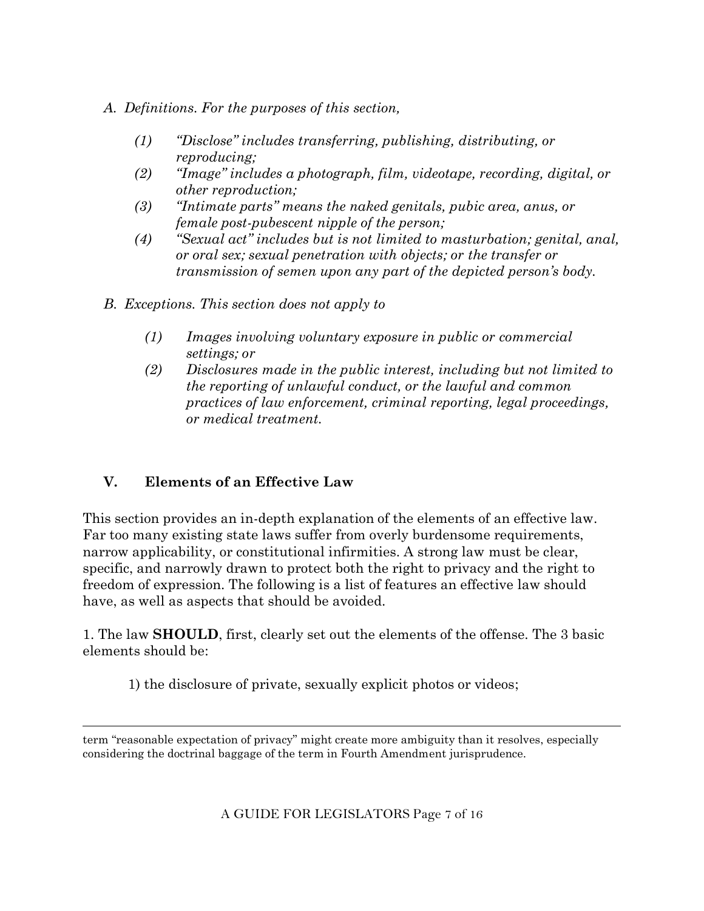*A. Definitions. For the purposes of this section,*

> *(1) "Disclose" includes transferring, publishing, distributing, or reproducing;*
>
> *(2) "Image" includes a photograph, film, videotape, recording, digital, or other reproduction;*
>
> *(3) "Intimate parts" means the naked genitals, pubic area, anus, or female post-pubescent nipple of the person;*
>
> *(4) "Sexual act" includes but is not limited to masturbation; genital, anal, or oral sex; sexual penetration with objects; or the transfer or transmission of semen upon any part of the depicted person's body.*

*B. Exceptions. This section does not apply to*

> *(1) Images involving voluntary exposure in public or commercial settings; or*
>
> *(2) Disclosures made in the public interest, including but not limited to the reporting of unlawful conduct, or the lawful and common practices of law enforcement, criminal reporting, legal proceedings, or medical treatment.*

## V. Elements of an Effective Law

This section provides an in-depth explanation of the elements of an effective law. Far too many existing state laws suffer from overly burdensome requirements, narrow applicability, or constitutional infirmities. A strong law must be clear, specific, and narrowly drawn to protect both the right to privacy and the right to freedom of expression. The following is a list of features an effective law should have, as well as aspects that should be avoided.

1. The law **SHOULD**, first, clearly set out the elements of the offense. The 3 basic elements should be:

> 1) the disclosure of private, sexually explicit photos or videos;

---

term "reasonable expectation of privacy" might create more ambiguity than it resolves, especially considering the doctrinal baggage of the term in Fourth Amendment jurisprudence.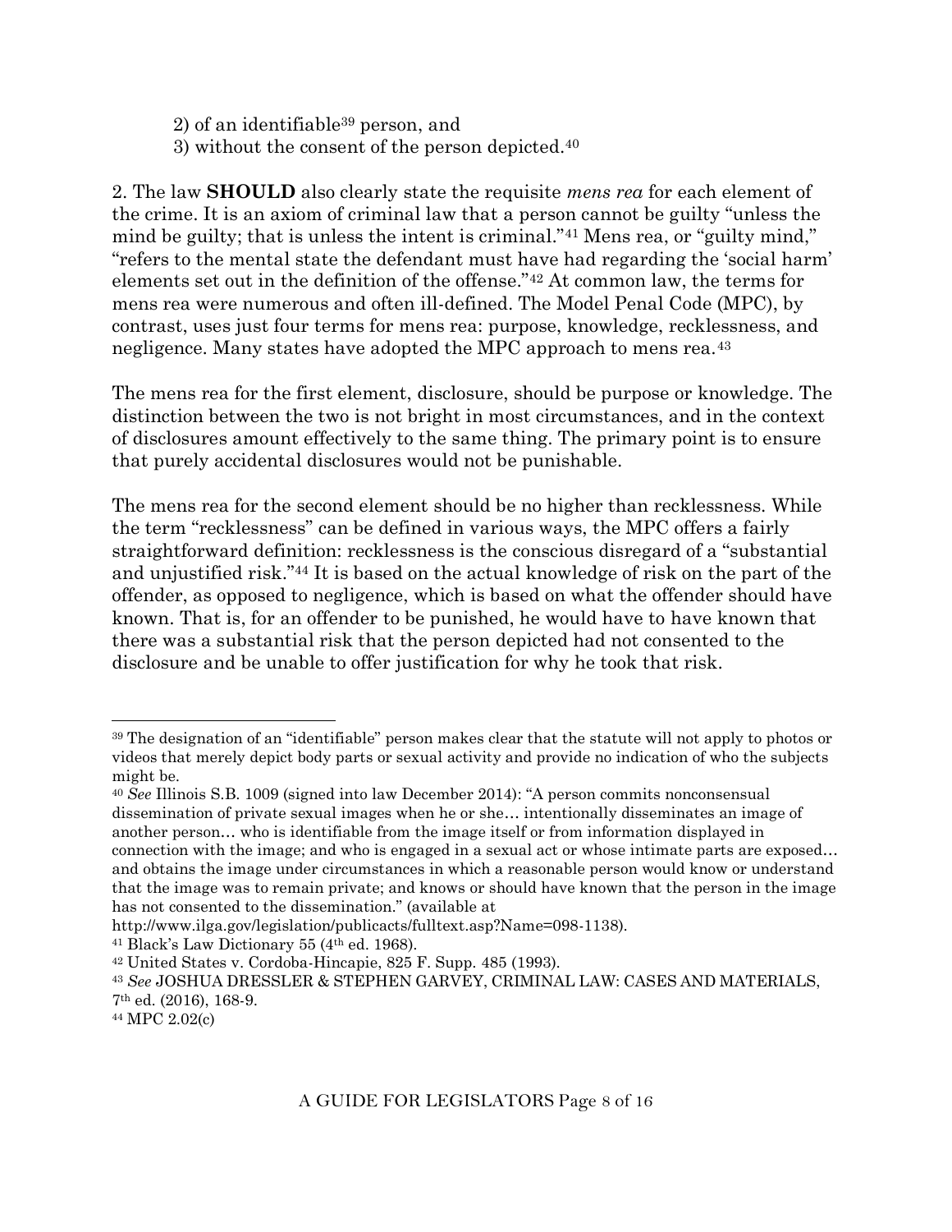2) of an identifiable[39] person, and
3) without the consent of the person depicted.[40]

2. The law **SHOULD** also clearly state the requisite *mens rea* for each element of the crime. It is an axiom of criminal law that a person cannot be guilty "unless the mind be guilty; that is unless the intent is criminal."[41] Mens rea, or "guilty mind," "refers to the mental state the defendant must have had regarding the 'social harm' elements set out in the definition of the offense."[42] At common law, the terms for mens rea were numerous and often ill-defined. The Model Penal Code (MPC), by contrast, uses just four terms for mens rea: purpose, knowledge, recklessness, and negligence. Many states have adopted the MPC approach to mens rea.[43]

The mens rea for the first element, disclosure, should be purpose or knowledge. The distinction between the two is not bright in most circumstances, and in the context of disclosures amount effectively to the same thing. The primary point is to ensure that purely accidental disclosures would not be punishable.

The mens rea for the second element should be no higher than recklessness. While the term "recklessness" can be defined in various ways, the MPC offers a fairly straightforward definition: recklessness is the conscious disregard of a "substantial and unjustified risk."[44] It is based on the actual knowledge of risk on the part of the offender, as opposed to negligence, which is based on what the offender should have known. That is, for an offender to be punished, he would have to have known that there was a substantial risk that the person depicted had not consented to the disclosure and be unable to offer justification for why he took that risk.

---

[39] The designation of an "identifiable" person makes clear that the statute will not apply to photos or videos that merely depict body parts or sexual activity and provide no indication of who the subjects might be.

[40] *See* Illinois S.B. 1009 (signed into law December 2014): "A person commits nonconsensual dissemination of private sexual images when he or she… intentionally disseminates an image of another person… who is identifiable from the image itself or from information displayed in connection with the image; and who is engaged in a sexual act or whose intimate parts are exposed… and obtains the image under circumstances in which a reasonable person would know or understand that the image was to remain private; and knows or should have known that the person in the image has not consented to the dissemination." (available at http://www.ilga.gov/legislation/publicacts/fulltext.asp?Name=098-1138).

[41] Black's Law Dictionary 55 (4th ed. 1968).

[42] United States v. Cordoba-Hincapie, 825 F. Supp. 485 (1993).

[43] *See* JOSHUA DRESSLER & STEPHEN GARVEY, CRIMINAL LAW: CASES AND MATERIALS, 7th ed. (2016), 168-9.

[44] MPC 2.02(c)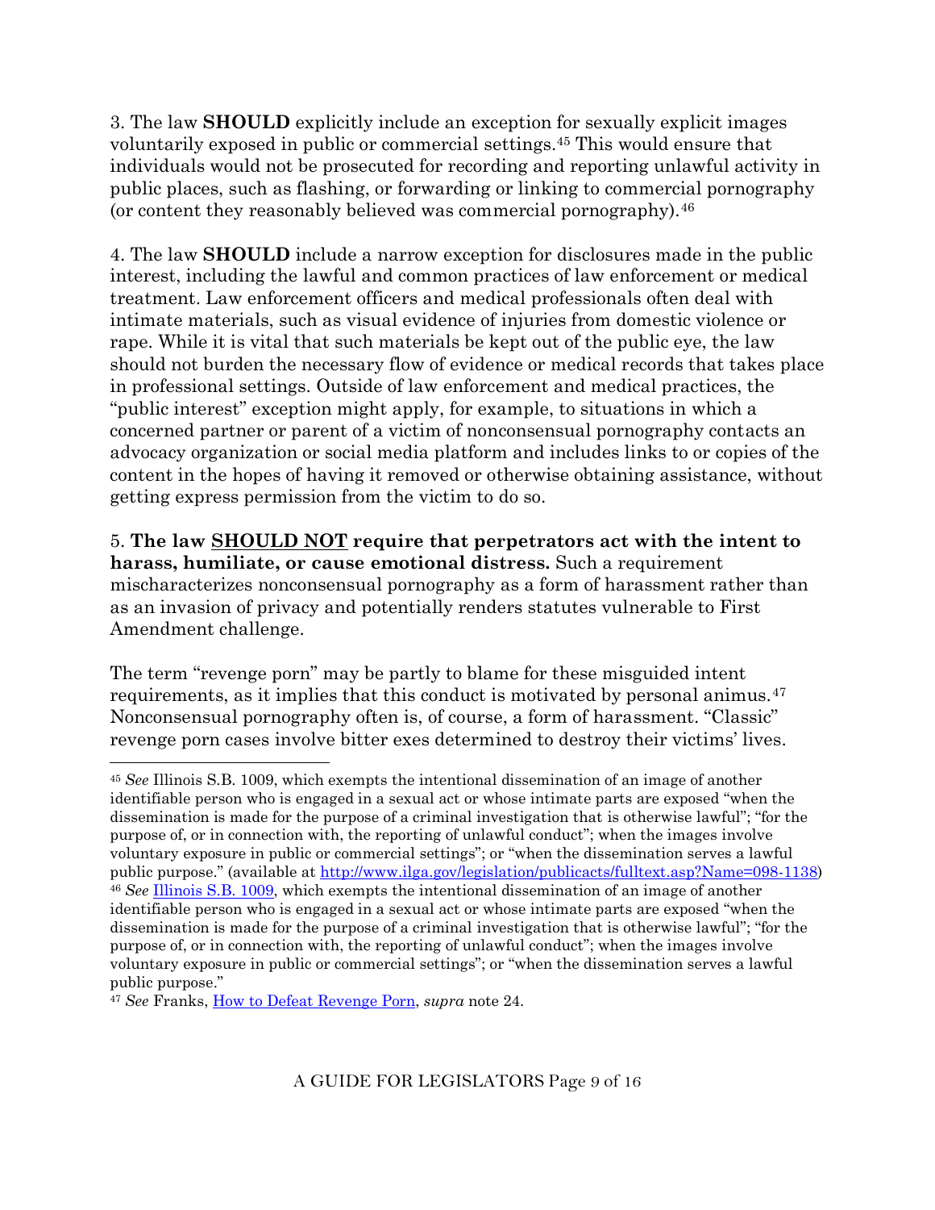3. The law **SHOULD** explicitly include an exception for sexually explicit images voluntarily exposed in public or commercial settings.[45] This would ensure that individuals would not be prosecuted for recording and reporting unlawful activity in public places, such as flashing, or forwarding or linking to commercial pornography (or content they reasonably believed was commercial pornography).[46]

4. The law **SHOULD** include a narrow exception for disclosures made in the public interest, including the lawful and common practices of law enforcement or medical treatment. Law enforcement officers and medical professionals often deal with intimate materials, such as visual evidence of injuries from domestic violence or rape. While it is vital that such materials be kept out of the public eye, the law should not burden the necessary flow of evidence or medical records that takes place in professional settings. Outside of law enforcement and medical practices, the "public interest" exception might apply, for example, to situations in which a concerned partner or parent of a victim of nonconsensual pornography contacts an advocacy organization or social media platform and includes links to or copies of the content in the hopes of having it removed or otherwise obtaining assistance, without getting express permission from the victim to do so.

5. **The law <u>SHOULD NOT</u> require that perpetrators act with the intent to harass, humiliate, or cause emotional distress.** Such a requirement mischaracterizes nonconsensual pornography as a form of harassment rather than as an invasion of privacy and potentially renders statutes vulnerable to First Amendment challenge.

The term "revenge porn" may be partly to blame for these misguided intent requirements, as it implies that this conduct is motivated by personal animus.[47] Nonconsensual pornography often is, of course, a form of harassment. "Classic" revenge porn cases involve bitter exes determined to destroy their victims' lives.

---

[45] *See* Illinois S.B. 1009, which exempts the intentional dissemination of an image of another identifiable person who is engaged in a sexual act or whose intimate parts are exposed "when the dissemination is made for the purpose of a criminal investigation that is otherwise lawful"; "for the purpose of, or in connection with, the reporting of unlawful conduct"; when the images involve voluntary exposure in public or commercial settings"; or "when the dissemination serves a lawful public purpose." (available at http://www.ilga.gov/legislation/publicacts/fulltext.asp?Name=098-1138)

[46] *See* Illinois S.B. 1009, which exempts the intentional dissemination of an image of another identifiable person who is engaged in a sexual act or whose intimate parts are exposed "when the dissemination is made for the purpose of a criminal investigation that is otherwise lawful"; "for the purpose of, or in connection with, the reporting of unlawful conduct"; when the images involve voluntary exposure in public or commercial settings"; or "when the dissemination serves a lawful public purpose."

[47] *See* Franks, How to Defeat Revenge Porn, *supra* note 24.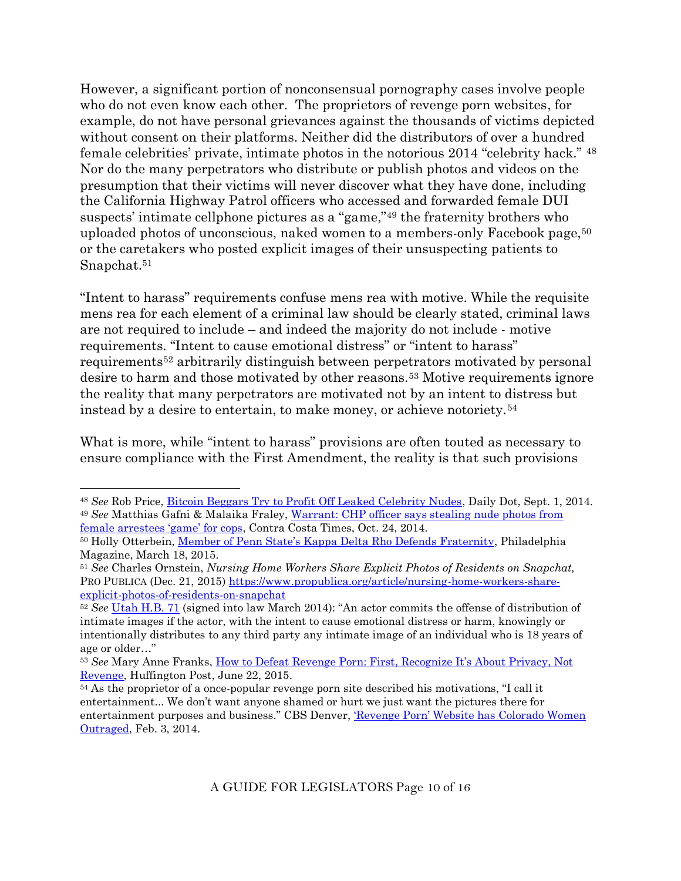However, a significant portion of nonconsensual pornography cases involve people who do not even know each other. The proprietors of revenge porn websites, for example, do not have personal grievances against the thousands of victims depicted without consent on their platforms. Neither did the distributors of over a hundred female celebrities' private, intimate photos in the notorious 2014 "celebrity hack." [48] Nor do the many perpetrators who distribute or publish photos and videos on the presumption that their victims will never discover what they have done, including the California Highway Patrol officers who accessed and forwarded female DUI suspects' intimate cellphone pictures as a "game,"[49] the fraternity brothers who uploaded photos of unconscious, naked women to a members-only Facebook page,[50] or the caretakers who posted explicit images of their unsuspecting patients to Snapchat.[51]

"Intent to harass" requirements confuse mens rea with motive. While the requisite mens rea for each element of a criminal law should be clearly stated, criminal laws are not required to include – and indeed the majority do not include - motive requirements. "Intent to cause emotional distress" or "intent to harass" requirements[52] arbitrarily distinguish between perpetrators motivated by personal desire to harm and those motivated by other reasons.[53] Motive requirements ignore the reality that many perpetrators are motivated not by an intent to distress but instead by a desire to entertain, to make money, or achieve notoriety.[54]

What is more, while "intent to harass" provisions are often touted as necessary to ensure compliance with the First Amendment, the reality is that such provisions

---

[48] *See* Rob Price, Bitcoin Beggars Try to Profit Off Leaked Celebrity Nudes, Daily Dot, Sept. 1, 2014.

[49] *See* Matthias Gafni & Malaika Fraley, Warrant: CHP officer says stealing nude photos from female arrestees 'game' for cops, Contra Costa Times, Oct. 24, 2014.

[50] Holly Otterbein, Member of Penn State's Kappa Delta Rho Defends Fraternity, Philadelphia Magazine, March 18, 2015.

[51] *See* Charles Ornstein, *Nursing Home Workers Share Explicit Photos of Residents on Snapchat,* PRO PUBLICA (Dec. 21, 2015) https://www.propublica.org/article/nursing-home-workers-share-explicit-photos-of-residents-on-snapchat

[52] *See* Utah H.B. 71 (signed into law March 2014): "An actor commits the offense of distribution of intimate images if the actor, with the intent to cause emotional distress or harm, knowingly or intentionally distributes to any third party any intimate image of an individual who is 18 years of age or older…"

[53] *See* Mary Anne Franks, How to Defeat Revenge Porn: First, Recognize It's About Privacy, Not Revenge, Huffington Post, June 22, 2015.

[54] As the proprietor of a once-popular revenge porn site described his motivations, "I call it entertainment... We don't want anyone shamed or hurt we just want the pictures there for entertainment purposes and business." CBS Denver, 'Revenge Porn' Website has Colorado Women Outraged, Feb. 3, 2014.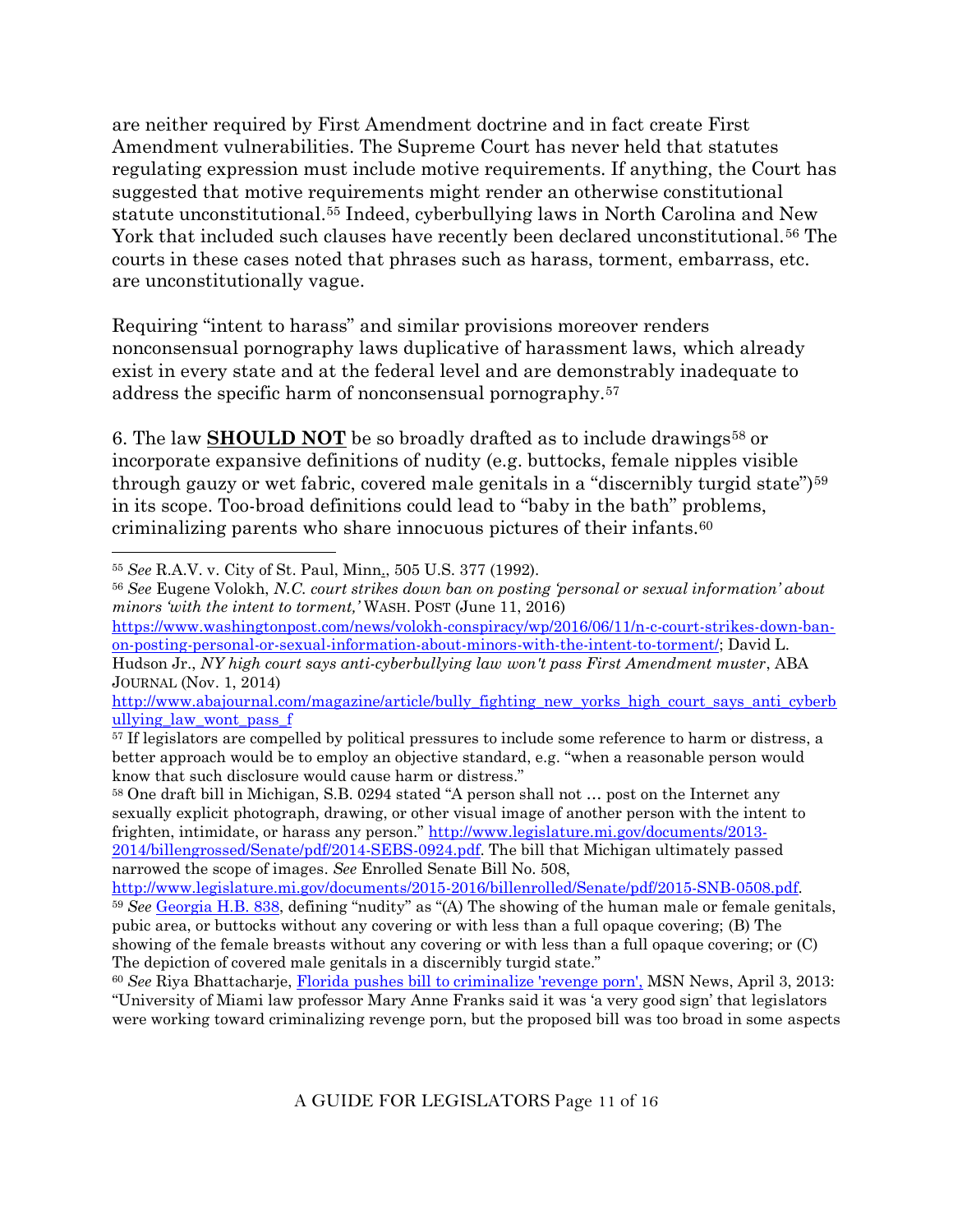are neither required by First Amendment doctrine and in fact create First Amendment vulnerabilities. The Supreme Court has never held that statutes regulating expression must include motive requirements. If anything, the Court has suggested that motive requirements might render an otherwise constitutional statute unconstitutional.[55] Indeed, cyberbullying laws in North Carolina and New York that included such clauses have recently been declared unconstitutional.[56] The courts in these cases noted that phrases such as harass, torment, embarrass, etc. are unconstitutionally vague.

Requiring "intent to harass" and similar provisions moreover renders nonconsensual pornography laws duplicative of harassment laws, which already exist in every state and at the federal level and are demonstrably inadequate to address the specific harm of nonconsensual pornography.[57]

6. The law **SHOULD NOT** be so broadly drafted as to include drawings[58] or incorporate expansive definitions of nudity (e.g. buttocks, female nipples visible through gauzy or wet fabric, covered male genitals in a "discernibly turgid state")[59] in its scope. Too-broad definitions could lead to "baby in the bath" problems, criminalizing parents who share innocuous pictures of their infants.[60]

---

[55] *See* R.A.V. v. City of St. Paul, Minn., 505 U.S. 377 (1992).

[56] *See* Eugene Volokh, *N.C. court strikes down ban on posting 'personal or sexual information' about minors 'with the intent to torment,'* WASH. POST (June 11, 2016) https://www.washingtonpost.com/news/volokh-conspiracy/wp/2016/06/11/n-c-court-strikes-down-ban-on-posting-personal-or-sexual-information-about-minors-with-the-intent-to-torment/; David L. Hudson Jr., *NY high court says anti-cyberbullying law won't pass First Amendment muster*, ABA JOURNAL (Nov. 1, 2014) http://www.abajournal.com/magazine/article/bully_fighting_new_yorks_high_court_says_anti_cyberbullying_law_wont_pass_f

[57] If legislators are compelled by political pressures to include some reference to harm or distress, a better approach would be to employ an objective standard, e.g. "when a reasonable person would know that such disclosure would cause harm or distress."

[58] One draft bill in Michigan, S.B. 0294 stated "A person shall not … post on the Internet any sexually explicit photograph, drawing, or other visual image of another person with the intent to frighten, intimidate, or harass any person." http://www.legislature.mi.gov/documents/2013-2014/billengrossed/Senate/pdf/2014-SEBS-0924.pdf. The bill that Michigan ultimately passed narrowed the scope of images. *See* Enrolled Senate Bill No. 508, http://www.legislature.mi.gov/documents/2015-2016/billenrolled/Senate/pdf/2015-SNB-0508.pdf.

[59] *See* Georgia H.B. 838, defining "nudity" as "(A) The showing of the human male or female genitals, pubic area, or buttocks without any covering or with less than a full opaque covering; (B) The showing of the female breasts without any covering or with less than a full opaque covering; or (C) The depiction of covered male genitals in a discernibly turgid state."

[60] *See* Riya Bhattacharje, Florida pushes bill to criminalize 'revenge porn', MSN News, April 3, 2013: "University of Miami law professor Mary Anne Franks said it was 'a very good sign' that legislators were working toward criminalizing revenge porn, but the proposed bill was too broad in some aspects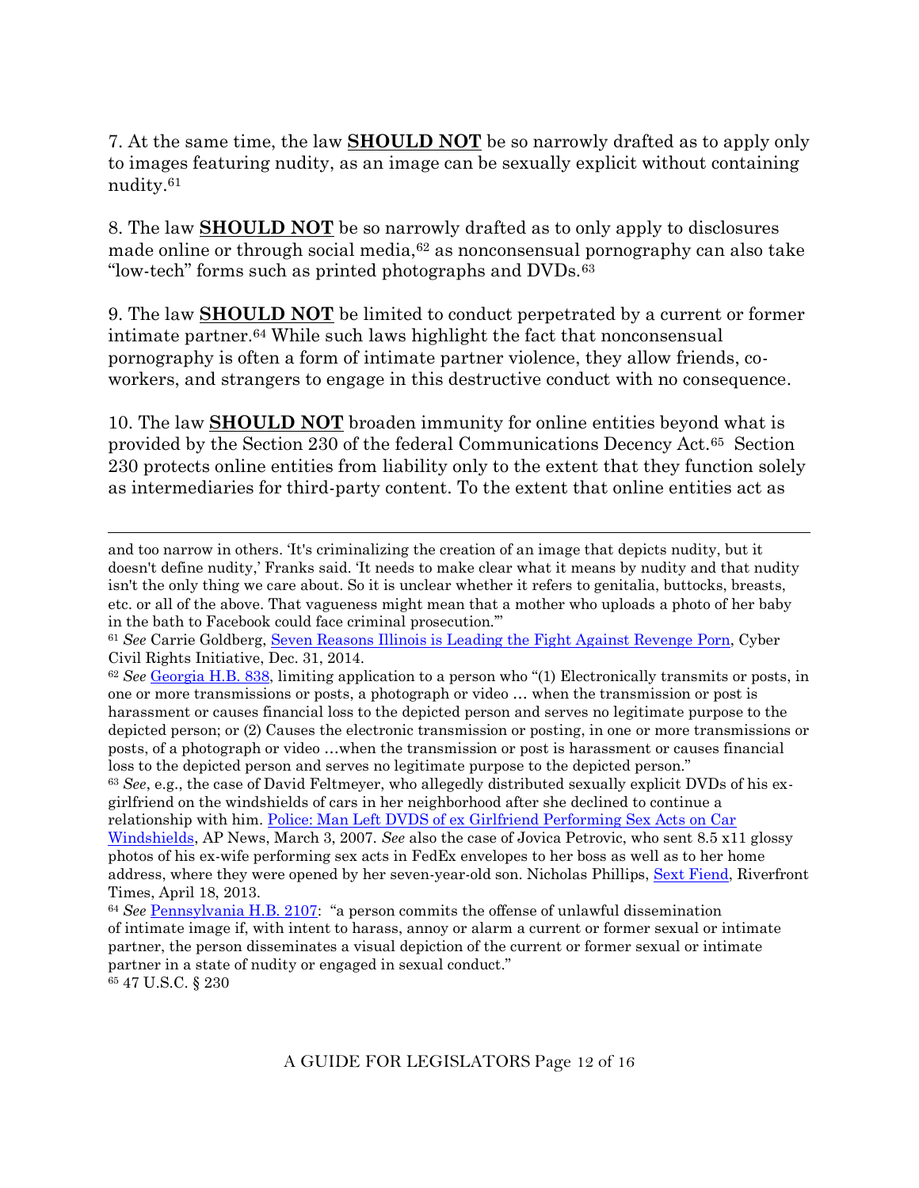7. At the same time, the law **SHOULD NOT** be so narrowly drafted as to apply only to images featuring nudity, as an image can be sexually explicit without containing nudity.[61]

8. The law **SHOULD NOT** be so narrowly drafted as to only apply to disclosures made online or through social media,[62] as nonconsensual pornography can also take "low-tech" forms such as printed photographs and DVDs.[63]

9. The law **SHOULD NOT** be limited to conduct perpetrated by a current or former intimate partner.[64] While such laws highlight the fact that nonconsensual pornography is often a form of intimate partner violence, they allow friends, co-workers, and strangers to engage in this destructive conduct with no consequence.

10. The law **SHOULD NOT** broaden immunity for online entities beyond what is provided by the Section 230 of the federal Communications Decency Act.[65] Section 230 protects online entities from liability only to the extent that they function solely as intermediaries for third-party content. To the extent that online entities act as

---

and too narrow in others. 'It's criminalizing the creation of an image that depicts nudity, but it doesn't define nudity,' Franks said. 'It needs to make clear what it means by nudity and that nudity isn't the only thing we care about. So it is unclear whether it refers to genitalia, buttocks, breasts, etc. or all of the above. That vagueness might mean that a mother who uploads a photo of her baby in the bath to Facebook could face criminal prosecution.'"

[61] *See* Carrie Goldberg, Seven Reasons Illinois is Leading the Fight Against Revenge Porn, Cyber Civil Rights Initiative, Dec. 31, 2014.

[62] *See* Georgia H.B. 838, limiting application to a person who "(1) Electronically transmits or posts, in one or more transmissions or posts, a photograph or video … when the transmission or post is harassment or causes financial loss to the depicted person and serves no legitimate purpose to the depicted person; or (2) Causes the electronic transmission or posting, in one or more transmissions or posts, of a photograph or video …when the transmission or post is harassment or causes financial loss to the depicted person and serves no legitimate purpose to the depicted person."

[63] *See*, e.g., the case of David Feltmeyer, who allegedly distributed sexually explicit DVDs of his ex-girlfriend on the windshields of cars in her neighborhood after she declined to continue a relationship with him. Police: Man Left DVDS of ex Girlfriend Performing Sex Acts on Car Windshields, AP News, March 3, 2007. *See* also the case of Jovica Petrovic, who sent 8.5 x11 glossy photos of his ex-wife performing sex acts in FedEx envelopes to her boss as well as to her home address, where they were opened by her seven-year-old son. Nicholas Phillips, Sext Fiend, Riverfront Times, April 18, 2013.

[64] *See* Pennsylvania H.B. 2107: "a person commits the offense of unlawful dissemination of intimate image if, with intent to harass, annoy or alarm a current or former sexual or intimate partner, the person disseminates a visual depiction of the current or former sexual or intimate partner in a state of nudity or engaged in sexual conduct."

[65] 47 U.S.C. § 230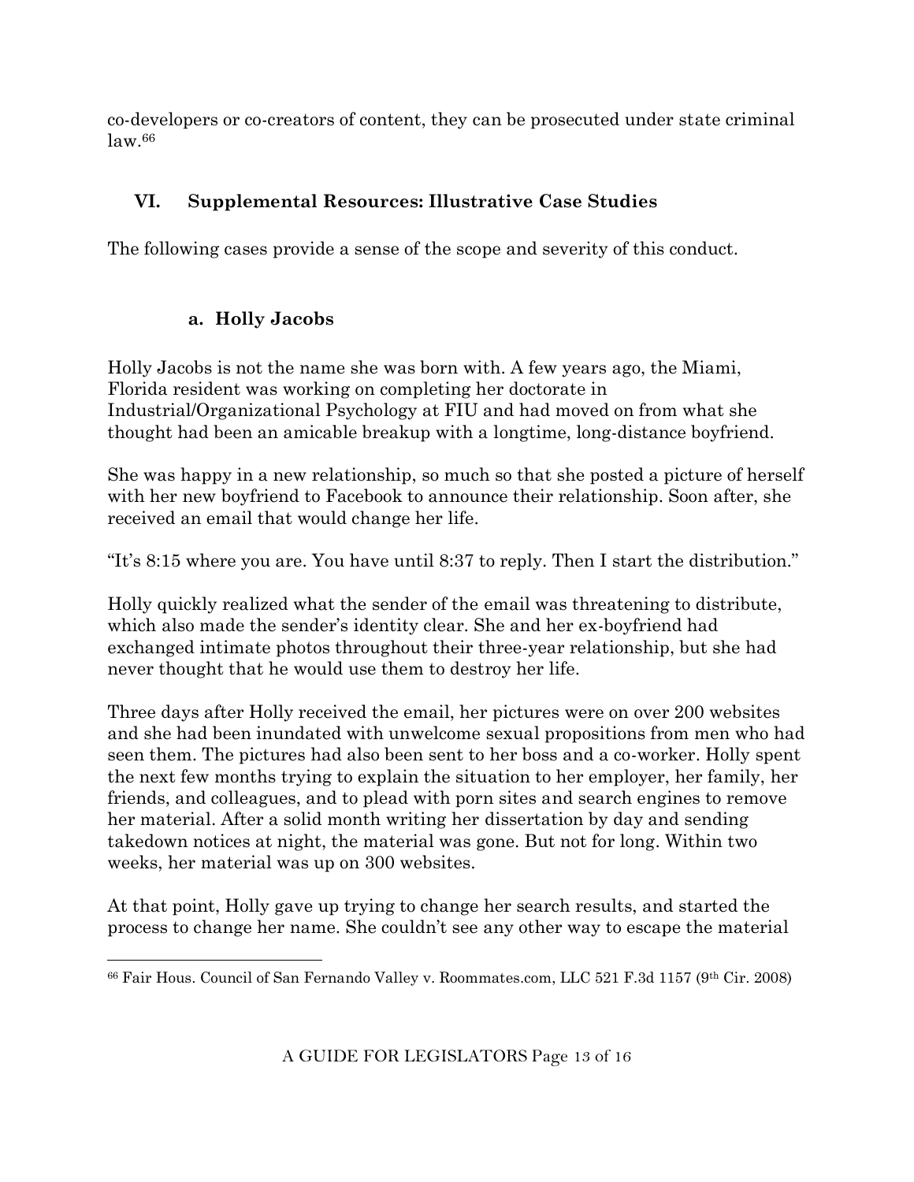co-developers or co-creators of content, they can be prosecuted under state criminal law.[66]

## VI. Supplemental Resources: Illustrative Case Studies

The following cases provide a sense of the scope and severity of this conduct.

### a. Holly Jacobs

Holly Jacobs is not the name she was born with. A few years ago, the Miami, Florida resident was working on completing her doctorate in Industrial/Organizational Psychology at FIU and had moved on from what she thought had been an amicable breakup with a longtime, long-distance boyfriend.

She was happy in a new relationship, so much so that she posted a picture of herself with her new boyfriend to Facebook to announce their relationship. Soon after, she received an email that would change her life.

"It's 8:15 where you are. You have until 8:37 to reply. Then I start the distribution."

Holly quickly realized what the sender of the email was threatening to distribute, which also made the sender's identity clear. She and her ex-boyfriend had exchanged intimate photos throughout their three-year relationship, but she had never thought that he would use them to destroy her life.

Three days after Holly received the email, her pictures were on over 200 websites and she had been inundated with unwelcome sexual propositions from men who had seen them. The pictures had also been sent to her boss and a co-worker. Holly spent the next few months trying to explain the situation to her employer, her family, her friends, and colleagues, and to plead with porn sites and search engines to remove her material. After a solid month writing her dissertation by day and sending takedown notices at night, the material was gone. But not for long. Within two weeks, her material was up on 300 websites.

At that point, Holly gave up trying to change her search results, and started the process to change her name. She couldn't see any other way to escape the material

[66] Fair Hous. Council of San Fernando Valley v. Roommates.com, LLC 521 F.3d 1157 (9th Cir. 2008)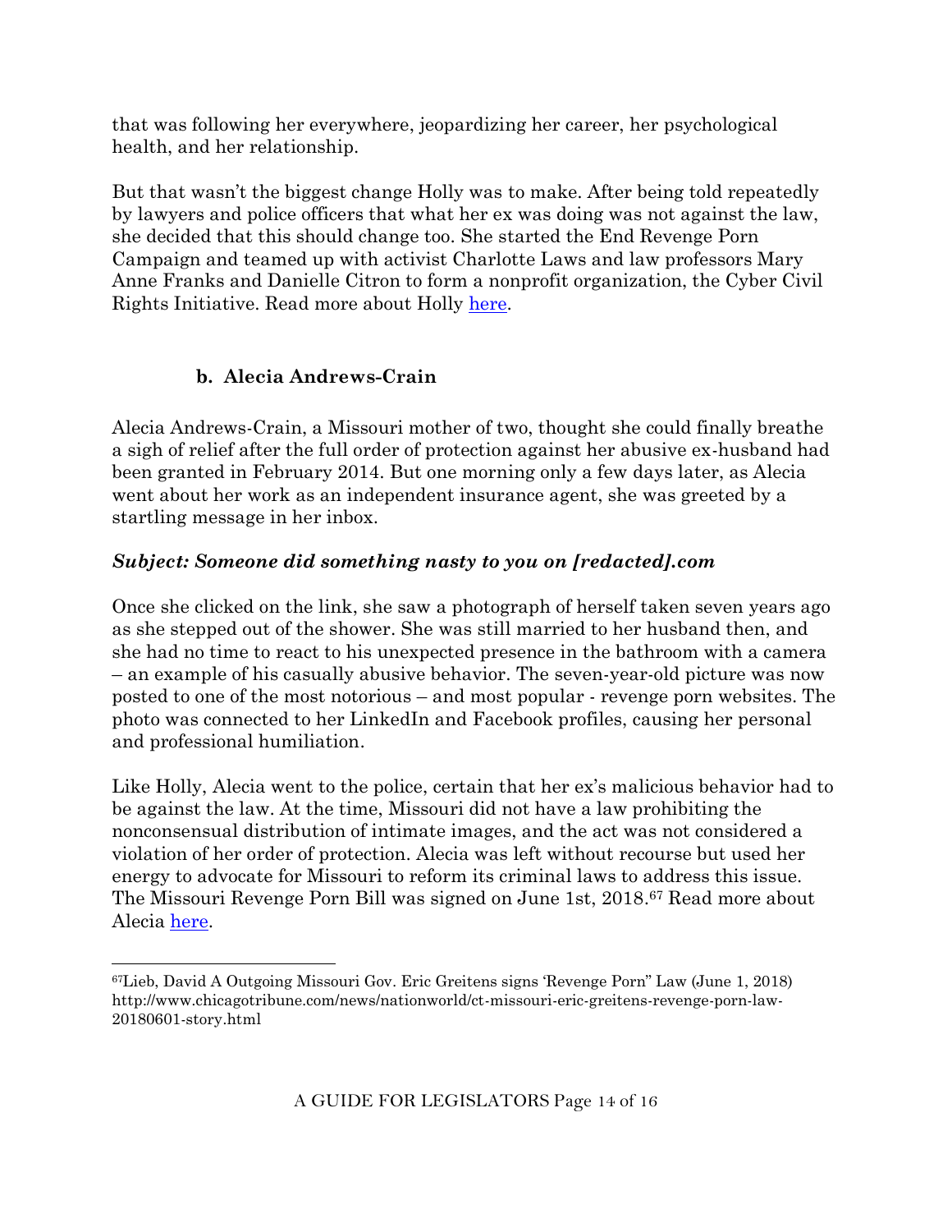that was following her everywhere, jeopardizing her career, her psychological health, and her relationship.

But that wasn't the biggest change Holly was to make. After being told repeatedly by lawyers and police officers that what her ex was doing was not against the law, she decided that this should change too. She started the End Revenge Porn Campaign and teamed up with activist Charlotte Laws and law professors Mary Anne Franks and Danielle Citron to form a nonprofit organization, the Cyber Civil Rights Initiative. Read more about Holly here.

### b. Alecia Andrews-Crain

Alecia Andrews-Crain, a Missouri mother of two, thought she could finally breathe a sigh of relief after the full order of protection against her abusive ex-husband had been granted in February 2014. But one morning only a few days later, as Alecia went about her work as an independent insurance agent, she was greeted by a startling message in her inbox.

***Subject: Someone did something nasty to you on [redacted].com***

Once she clicked on the link, she saw a photograph of herself taken seven years ago as she stepped out of the shower. She was still married to her husband then, and she had no time to react to his unexpected presence in the bathroom with a camera – an example of his casually abusive behavior. The seven-year-old picture was now posted to one of the most notorious – and most popular - revenge porn websites. The photo was connected to her LinkedIn and Facebook profiles, causing her personal and professional humiliation.

Like Holly, Alecia went to the police, certain that her ex's malicious behavior had to be against the law. At the time, Missouri did not have a law prohibiting the nonconsensual distribution of intimate images, and the act was not considered a violation of her order of protection. Alecia was left without recourse but used her energy to advocate for Missouri to reform its criminal laws to address this issue. The Missouri Revenge Porn Bill was signed on June 1st, 2018.[67] Read more about Alecia here.

---

[67] Lieb, David A Outgoing Missouri Gov. Eric Greitens signs 'Revenge Porn" Law (June 1, 2018) http://www.chicagotribune.com/news/nationworld/ct-missouri-eric-greitens-revenge-porn-law-20180601-story.html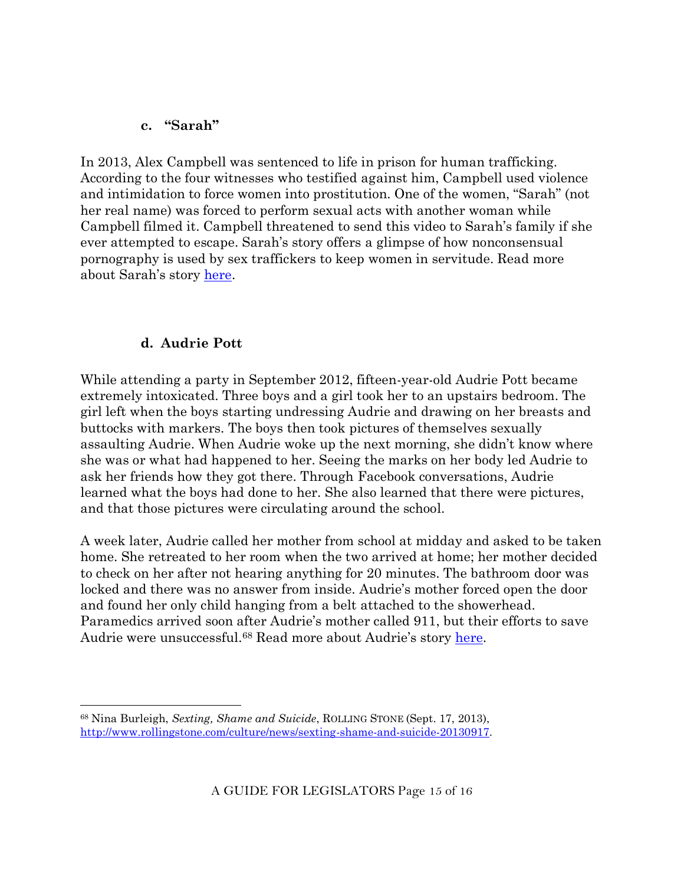#### c. "Sarah"

In 2013, Alex Campbell was sentenced to life in prison for human trafficking. According to the four witnesses who testified against him, Campbell used violence and intimidation to force women into prostitution. One of the women, "Sarah" (not her real name) was forced to perform sexual acts with another woman while Campbell filmed it. Campbell threatened to send this video to Sarah's family if she ever attempted to escape. Sarah's story offers a glimpse of how nonconsensual pornography is used by sex traffickers to keep women in servitude. Read more about Sarah's story [here](#).

#### d. Audrie Pott

While attending a party in September 2012, fifteen-year-old Audrie Pott became extremely intoxicated. Three boys and a girl took her to an upstairs bedroom. The girl left when the boys starting undressing Audrie and drawing on her breasts and buttocks with markers. The boys then took pictures of themselves sexually assaulting Audrie. When Audrie woke up the next morning, she didn't know where she was or what had happened to her. Seeing the marks on her body led Audrie to ask her friends how they got there. Through Facebook conversations, Audrie learned what the boys had done to her. She also learned that there were pictures, and that those pictures were circulating around the school.

A week later, Audrie called her mother from school at midday and asked to be taken home. She retreated to her room when the two arrived at home; her mother decided to check on her after not hearing anything for 20 minutes. The bathroom door was locked and there was no answer from inside. Audrie's mother forced open the door and found her only child hanging from a belt attached to the showerhead. Paramedics arrived soon after Audrie's mother called 911, but their efforts to save Audrie were unsuccessful.[68] Read more about Audrie's story [here](#).

---

[68] Nina Burleigh, *Sexting, Shame and Suicide*, ROLLING STONE (Sept. 17, 2013), http://www.rollingstone.com/culture/news/sexting-shame-and-suicide-20130917.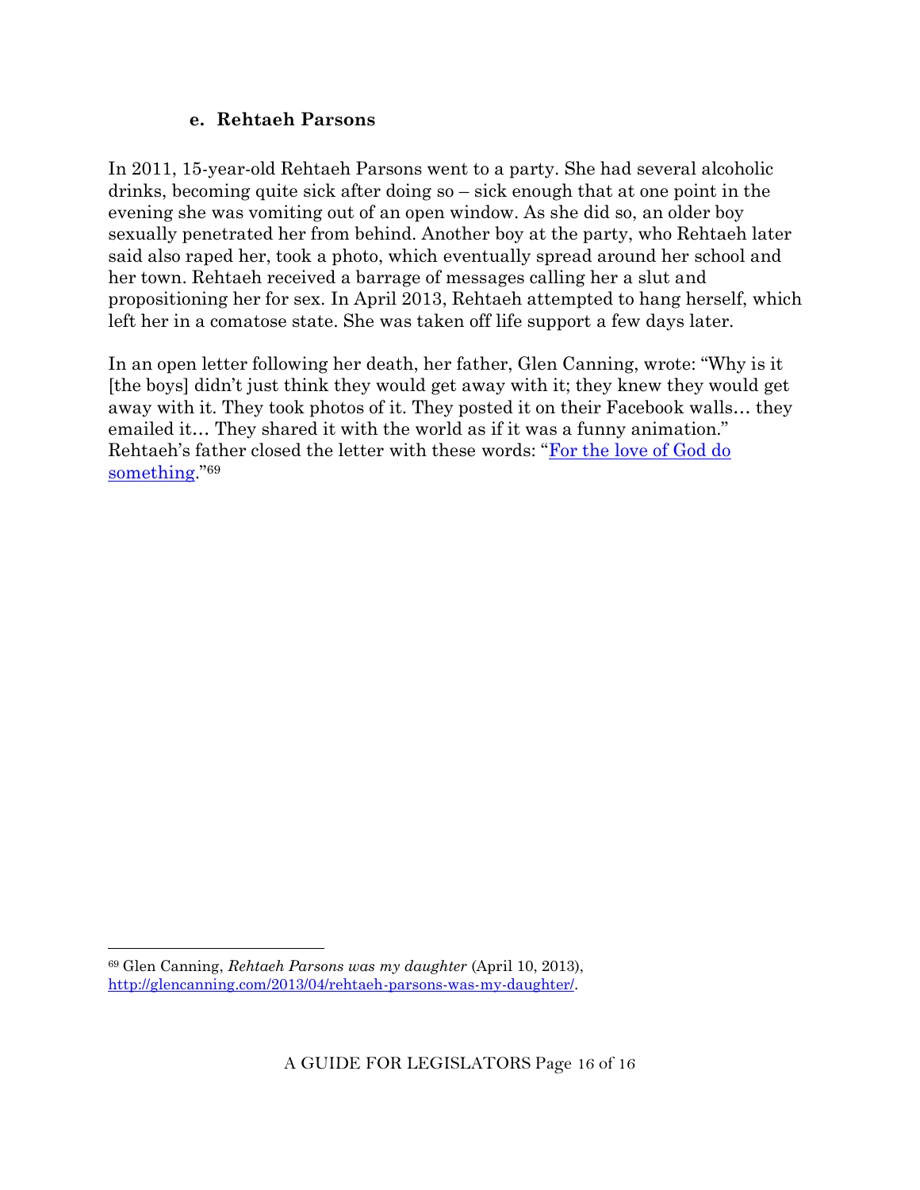#### e. Rehtaeh Parsons

In 2011, 15-year-old Rehtaeh Parsons went to a party. She had several alcoholic drinks, becoming quite sick after doing so – sick enough that at one point in the evening she was vomiting out of an open window. As she did so, an older boy sexually penetrated her from behind. Another boy at the party, who Rehtaeh later said also raped her, took a photo, which eventually spread around her school and her town. Rehtaeh received a barrage of messages calling her a slut and propositioning her for sex. In April 2013, Rehtaeh attempted to hang herself, which left her in a comatose state. She was taken off life support a few days later.

In an open letter following her death, her father, Glen Canning, wrote: "Why is it [the boys] didn't just think they would get away with it; they knew they would get away with it. They took photos of it. They posted it on their Facebook walls… they emailed it… They shared it with the world as if it was a funny animation." Rehtaeh's father closed the letter with these words: "For the love of God do something."[69]

---

[69] Glen Canning, *Rehtaeh Parsons was my daughter* (April 10, 2013), http://glencanning.com/2013/04/rehtaeh-parsons-was-my-daughter/.